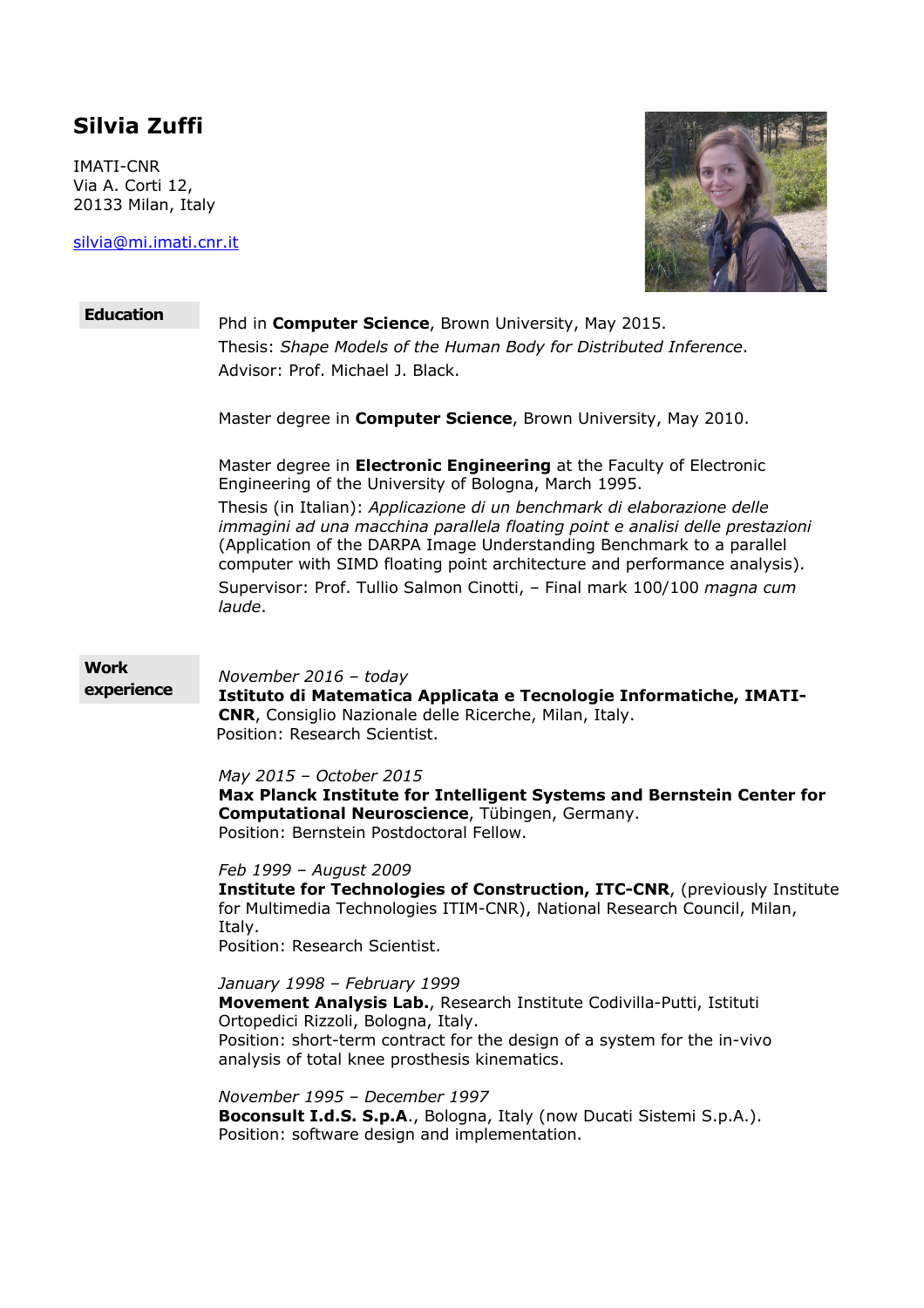# Silvia Zuffi

IMATI-CNR
Via A. Corti 12,
20133 Milan, Italy

silvia@mi.imati.cnr.it

## Education

Phd in **Computer Science**, Brown University, May 2015.
Thesis: *Shape Models of the Human Body for Distributed Inference*.
Advisor: Prof. Michael J. Black.

Master degree in **Computer Science**, Brown University, May 2010.

Master degree in **Electronic Engineering** at the Faculty of Electronic Engineering of the University of Bologna, March 1995.
Thesis (in Italian): *Applicazione di un benchmark di elaborazione delle immagini ad una macchina parallela floating point e analisi delle prestazioni* (Application of the DARPA Image Understanding Benchmark to a parallel computer with SIMD floating point architecture and performance analysis).
Supervisor: Prof. Tullio Salmon Cinotti, – Final mark 100/100 *magna cum laude*.

## Work experience

*November 2016 – today*
**Istituto di Matematica Applicata e Tecnologie Informatiche, IMATI-CNR**, Consiglio Nazionale delle Ricerche, Milan, Italy.
Position: Research Scientist.

*May 2015 – October 2015*
**Max Planck Institute for Intelligent Systems and Bernstein Center for Computational Neuroscience**, Tübingen, Germany.
Position: Bernstein Postdoctoral Fellow.

*Feb 1999 – August 2009*
**Institute for Technologies of Construction, ITC-CNR**, (previously Institute for Multimedia Technologies ITIM-CNR), National Research Council, Milan, Italy.
Position: Research Scientist.

*January 1998 – February 1999*
**Movement Analysis Lab.**, Research Institute Codivilla-Putti, Istituti Ortopedici Rizzoli, Bologna, Italy.
Position: short-term contract for the design of a system for the in-vivo analysis of total knee prosthesis kinematics.

*November 1995 – December 1997*
**Boconsult I.d.S. S.p.A**., Bologna, Italy (now Ducati Sistemi S.p.A.).
Position: software design and implementation.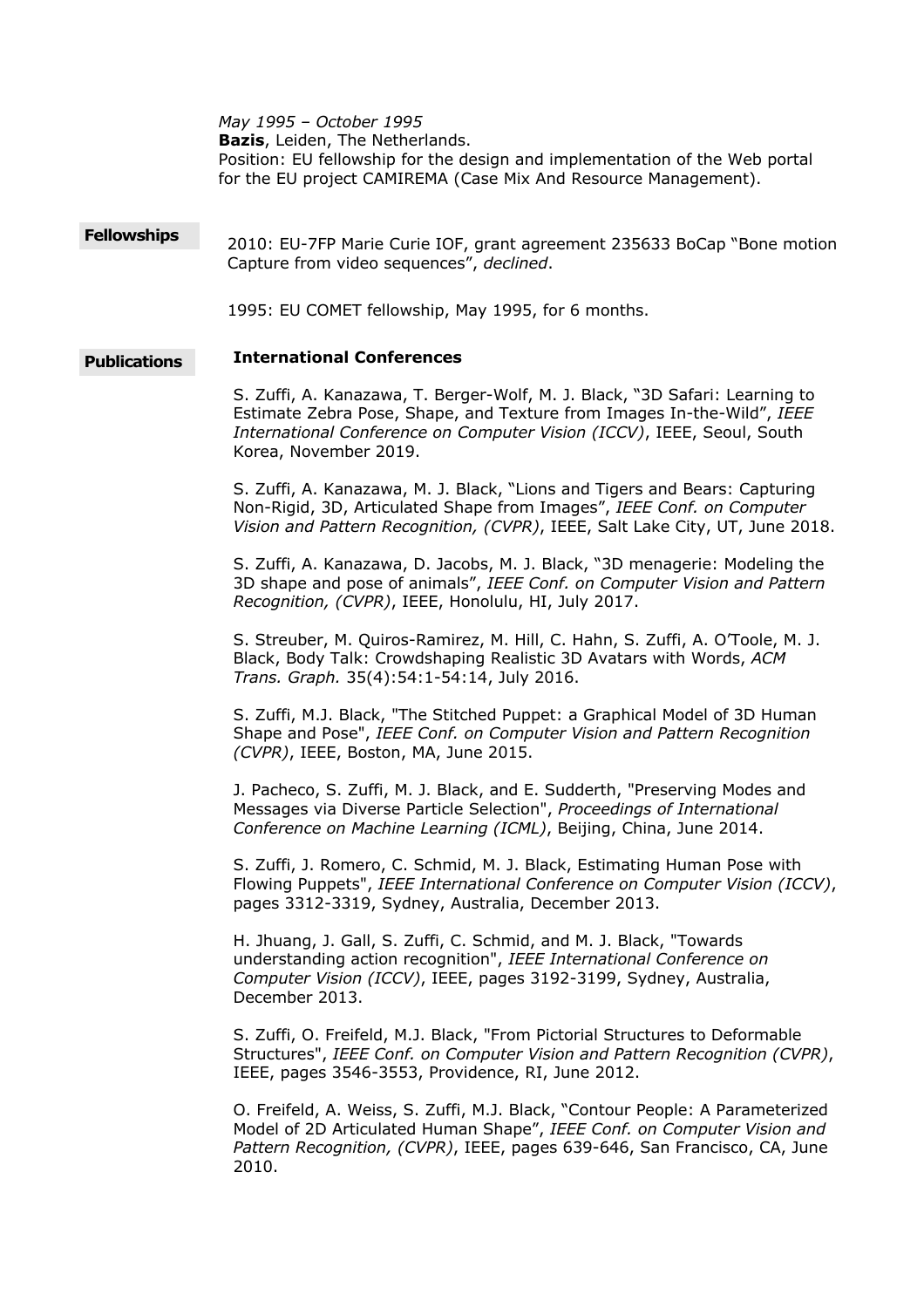*May 1995 – October 1995*
**Bazis**, Leiden, The Netherlands.
Position: EU fellowship for the design and implementation of the Web portal for the EU project CAMIREMA (Case Mix And Resource Management).

## Fellowships

2010: EU-7FP Marie Curie IOF, grant agreement 235633 BoCap "Bone motion Capture from video sequences", *declined*.

1995: EU COMET fellowship, May 1995, for 6 months.

## Publications

### International Conferences

S. Zuffi, A. Kanazawa, T. Berger-Wolf, M. J. Black, "3D Safari: Learning to Estimate Zebra Pose, Shape, and Texture from Images In-the-Wild", *IEEE International Conference on Computer Vision (ICCV)*, IEEE, Seoul, South Korea, November 2019.

S. Zuffi, A. Kanazawa, M. J. Black, "Lions and Tigers and Bears: Capturing Non-Rigid, 3D, Articulated Shape from Images", *IEEE Conf. on Computer Vision and Pattern Recognition, (CVPR)*, IEEE, Salt Lake City, UT, June 2018.

S. Zuffi, A. Kanazawa, D. Jacobs, M. J. Black, "3D menagerie: Modeling the 3D shape and pose of animals", *IEEE Conf. on Computer Vision and Pattern Recognition, (CVPR)*, IEEE, Honolulu, HI, July 2017.

S. Streuber, M. Quiros-Ramirez, M. Hill, C. Hahn, S. Zuffi, A. O'Toole, M. J. Black, Body Talk: Crowdshaping Realistic 3D Avatars with Words, *ACM Trans. Graph.* 35(4):54:1-54:14, July 2016.

S. Zuffi, M.J. Black, "The Stitched Puppet: a Graphical Model of 3D Human Shape and Pose", *IEEE Conf. on Computer Vision and Pattern Recognition (CVPR)*, IEEE, Boston, MA, June 2015.

J. Pacheco, S. Zuffi, M. J. Black, and E. Sudderth, "Preserving Modes and Messages via Diverse Particle Selection", *Proceedings of International Conference on Machine Learning (ICML)*, Beijing, China, June 2014.

S. Zuffi, J. Romero, C. Schmid, M. J. Black, Estimating Human Pose with Flowing Puppets", *IEEE International Conference on Computer Vision (ICCV)*, pages 3312-3319, Sydney, Australia, December 2013.

H. Jhuang, J. Gall, S. Zuffi, C. Schmid, and M. J. Black, "Towards understanding action recognition", *IEEE International Conference on Computer Vision (ICCV)*, IEEE, pages 3192-3199, Sydney, Australia, December 2013.

S. Zuffi, O. Freifeld, M.J. Black, "From Pictorial Structures to Deformable Structures", *IEEE Conf. on Computer Vision and Pattern Recognition (CVPR)*, IEEE, pages 3546-3553, Providence, RI, June 2012.

O. Freifeld, A. Weiss, S. Zuffi, M.J. Black, "Contour People: A Parameterized Model of 2D Articulated Human Shape", *IEEE Conf. on Computer Vision and Pattern Recognition, (CVPR)*, IEEE, pages 639-646, San Francisco, CA, June 2010.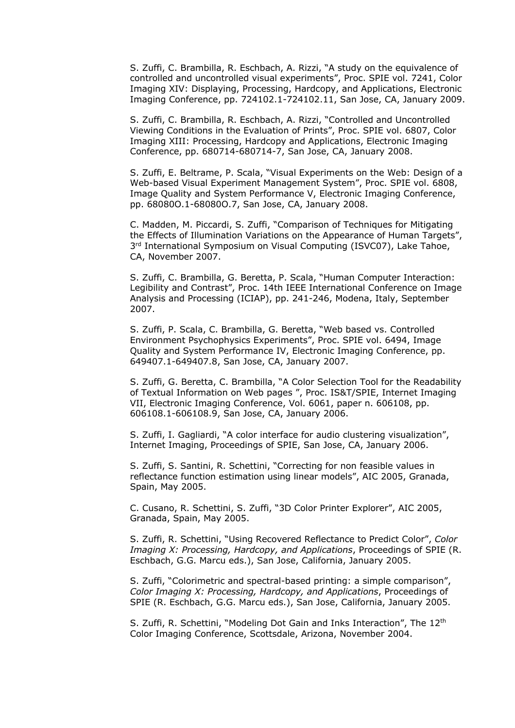S. Zuffi, C. Brambilla, R. Eschbach, A. Rizzi, "A study on the equivalence of controlled and uncontrolled visual experiments", Proc. SPIE vol. 7241, Color Imaging XIV: Displaying, Processing, Hardcopy, and Applications, Electronic Imaging Conference, pp. 724102.1-724102.11, San Jose, CA, January 2009.

S. Zuffi, C. Brambilla, R. Eschbach, A. Rizzi, "Controlled and Uncontrolled Viewing Conditions in the Evaluation of Prints", Proc. SPIE vol. 6807, Color Imaging XIII: Processing, Hardcopy and Applications, Electronic Imaging Conference, pp. 680714-680714-7, San Jose, CA, January 2008.

S. Zuffi, E. Beltrame, P. Scala, "Visual Experiments on the Web: Design of a Web-based Visual Experiment Management System", Proc. SPIE vol. 6808, Image Quality and System Performance V, Electronic Imaging Conference, pp. 68080O.1-68080O.7, San Jose, CA, January 2008.

C. Madden, M. Piccardi, S. Zuffi, "Comparison of Techniques for Mitigating the Effects of Illumination Variations on the Appearance of Human Targets", 3rd International Symposium on Visual Computing (ISVC07), Lake Tahoe, CA, November 2007.

S. Zuffi, C. Brambilla, G. Beretta, P. Scala, "Human Computer Interaction: Legibility and Contrast", Proc. 14th IEEE International Conference on Image Analysis and Processing (ICIAP), pp. 241-246, Modena, Italy, September 2007.

S. Zuffi, P. Scala, C. Brambilla, G. Beretta, "Web based vs. Controlled Environment Psychophysics Experiments", Proc. SPIE vol. 6494, Image Quality and System Performance IV, Electronic Imaging Conference, pp. 649407.1-649407.8, San Jose, CA, January 2007.

S. Zuffi, G. Beretta, C. Brambilla, "A Color Selection Tool for the Readability of Textual Information on Web pages ", Proc. IS&T/SPIE, Internet Imaging VII, Electronic Imaging Conference, Vol. 6061, paper n. 606108, pp. 606108.1-606108.9, San Jose, CA, January 2006.

S. Zuffi, I. Gagliardi, "A color interface for audio clustering visualization", Internet Imaging, Proceedings of SPIE, San Jose, CA, January 2006.

S. Zuffi, S. Santini, R. Schettini, "Correcting for non feasible values in reflectance function estimation using linear models", AIC 2005, Granada, Spain, May 2005.

C. Cusano, R. Schettini, S. Zuffi, "3D Color Printer Explorer", AIC 2005, Granada, Spain, May 2005.

S. Zuffi, R. Schettini, "Using Recovered Reflectance to Predict Color", *Color Imaging X: Processing, Hardcopy, and Applications*, Proceedings of SPIE (R. Eschbach, G.G. Marcu eds.), San Jose, California, January 2005.

S. Zuffi, "Colorimetric and spectral-based printing: a simple comparison", *Color Imaging X: Processing, Hardcopy, and Applications*, Proceedings of SPIE (R. Eschbach, G.G. Marcu eds.), San Jose, California, January 2005.

S. Zuffi, R. Schettini, "Modeling Dot Gain and Inks Interaction", The 12th Color Imaging Conference, Scottsdale, Arizona, November 2004.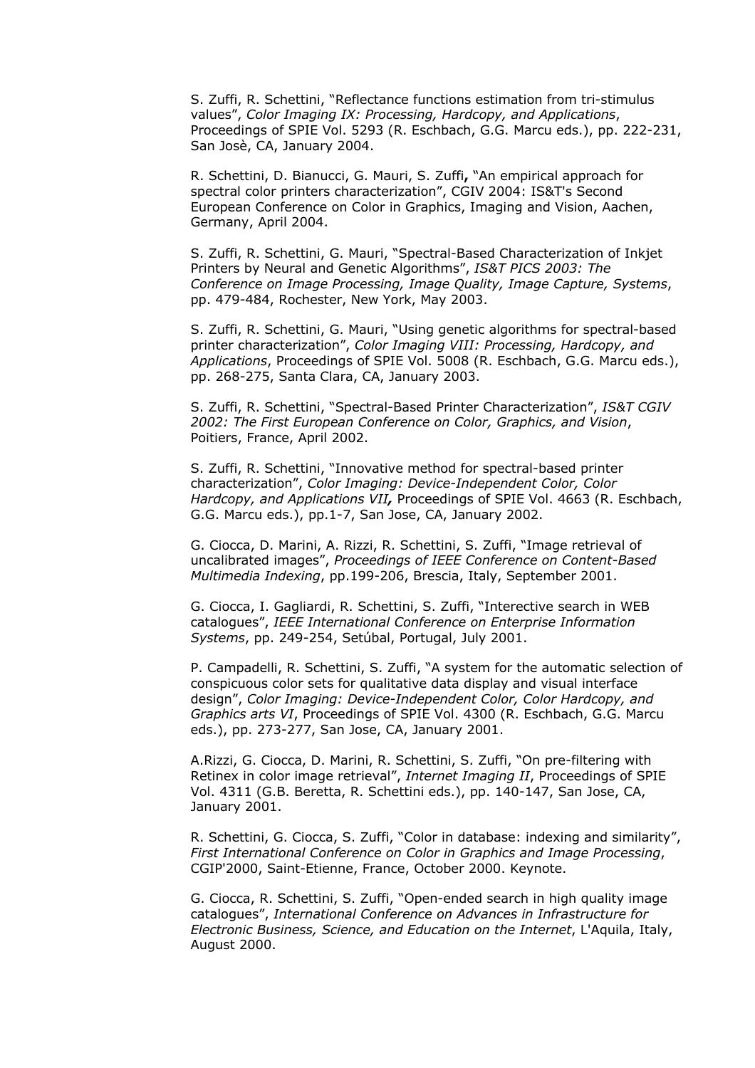S. Zuffi, R. Schettini, “Reflectance functions estimation from tri-stimulus values”, *Color Imaging IX: Processing, Hardcopy, and Applications*, Proceedings of SPIE Vol. 5293 (R. Eschbach, G.G. Marcu eds.), pp. 222-231, San Josè, CA, January 2004.

R. Schettini, D. Bianucci, G. Mauri, S. Zuffi**,** “An empirical approach for spectral color printers characterization”, CGIV 2004: IS&T's Second European Conference on Color in Graphics, Imaging and Vision, Aachen, Germany, April 2004.

S. Zuffi, R. Schettini, G. Mauri, “Spectral-Based Characterization of Inkjet Printers by Neural and Genetic Algorithms”, *IS&T PICS 2003: The Conference on Image Processing, Image Quality, Image Capture, Systems*, pp. 479-484, Rochester, New York, May 2003.

S. Zuffi, R. Schettini, G. Mauri, “Using genetic algorithms for spectral-based printer characterization”, *Color Imaging VIII: Processing, Hardcopy, and Applications*, Proceedings of SPIE Vol. 5008 (R. Eschbach, G.G. Marcu eds.), pp. 268-275, Santa Clara, CA, January 2003.

S. Zuffi, R. Schettini, “Spectral-Based Printer Characterization”, *IS&T CGIV 2002: The First European Conference on Color, Graphics, and Vision*, Poitiers, France, April 2002.

S. Zuffi, R. Schettini, “Innovative method for spectral-based printer characterization”, *Color Imaging: Device-Independent Color, Color Hardcopy, and Applications VII,* Proceedings of SPIE Vol. 4663 (R. Eschbach, G.G. Marcu eds.), pp.1-7, San Jose, CA, January 2002.

G. Ciocca, D. Marini, A. Rizzi, R. Schettini, S. Zuffi, “Image retrieval of uncalibrated images”, *Proceedings of IEEE Conference on Content-Based Multimedia Indexing*, pp.199-206, Brescia, Italy, September 2001.

G. Ciocca, I. Gagliardi, R. Schettini, S. Zuffi, “Interective search in WEB catalogues”, *IEEE International Conference on Enterprise Information Systems*, pp. 249-254, Setúbal, Portugal, July 2001.

P. Campadelli, R. Schettini, S. Zuffi, “A system for the automatic selection of conspicuous color sets for qualitative data display and visual interface design”, *Color Imaging: Device-Independent Color, Color Hardcopy, and Graphics arts VI*, Proceedings of SPIE Vol. 4300 (R. Eschbach, G.G. Marcu eds.), pp. 273-277, San Jose, CA, January 2001.

A.Rizzi, G. Ciocca, D. Marini, R. Schettini, S. Zuffi, “On pre-filtering with Retinex in color image retrieval”, *Internet Imaging II*, Proceedings of SPIE Vol. 4311 (G.B. Beretta, R. Schettini eds.), pp. 140-147, San Jose, CA, January 2001.

R. Schettini, G. Ciocca, S. Zuffi, “Color in database: indexing and similarity”, *First International Conference on Color in Graphics and Image Processing*, CGIP'2000, Saint-Etienne, France, October 2000. Keynote.

G. Ciocca, R. Schettini, S. Zuffi, “Open-ended search in high quality image catalogues”, *International Conference on Advances in Infrastructure for Electronic Business, Science, and Education on the Internet*, L'Aquila, Italy, August 2000.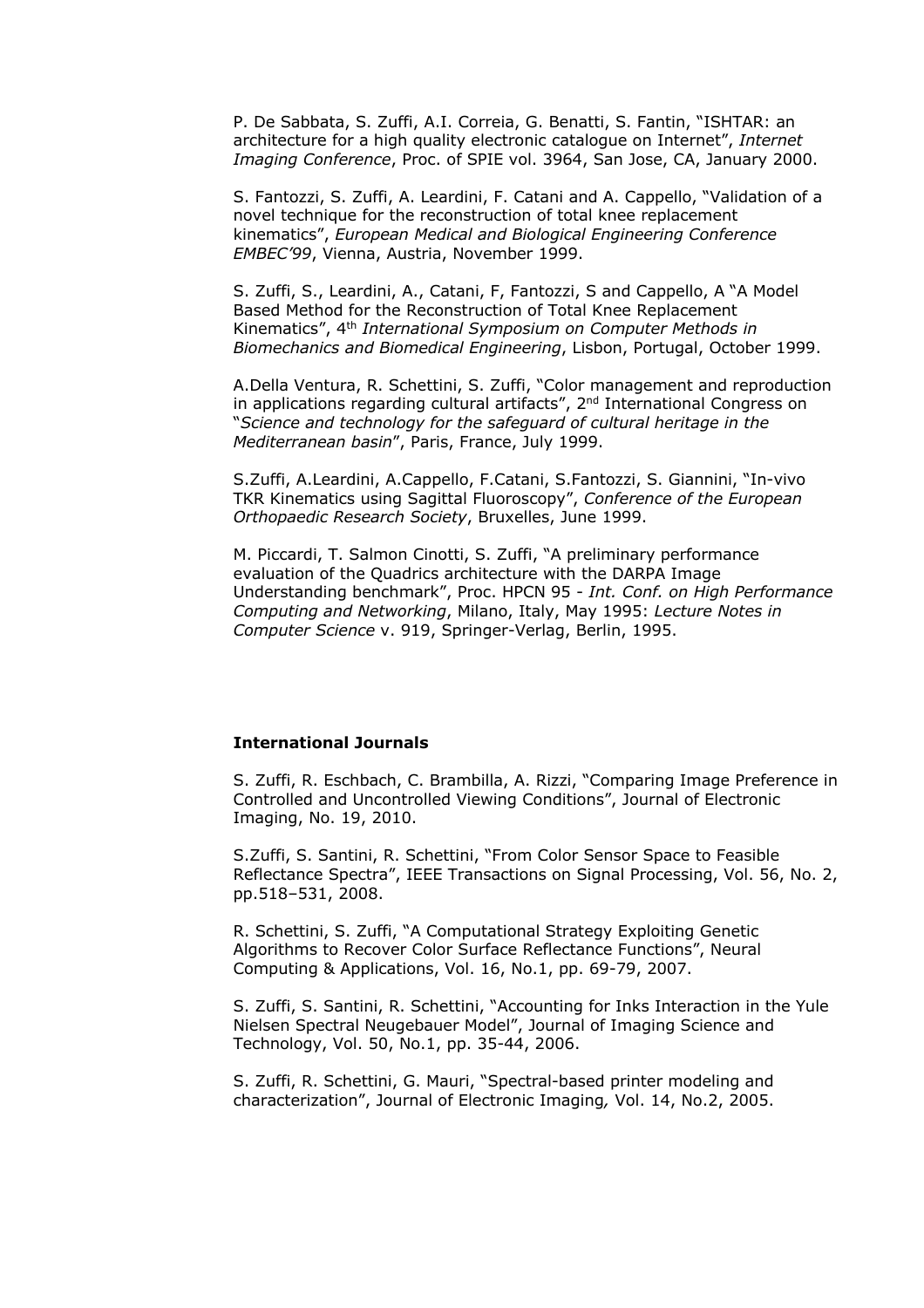P. De Sabbata, S. Zuffi, A.I. Correia, G. Benatti, S. Fantin, "ISHTAR: an architecture for a high quality electronic catalogue on Internet", *Internet Imaging Conference*, Proc. of SPIE vol. 3964, San Jose, CA, January 2000.

S. Fantozzi, S. Zuffi, A. Leardini, F. Catani and A. Cappello, "Validation of a novel technique for the reconstruction of total knee replacement kinematics", *European Medical and Biological Engineering Conference EMBEC'99*, Vienna, Austria, November 1999.

S. Zuffi, S., Leardini, A., Catani, F, Fantozzi, S and Cappello, A "A Model Based Method for the Reconstruction of Total Knee Replacement Kinematics", 4th *International Symposium on Computer Methods in Biomechanics and Biomedical Engineering*, Lisbon, Portugal, October 1999.

A.Della Ventura, R. Schettini, S. Zuffi, "Color management and reproduction in applications regarding cultural artifacts", 2nd International Congress on "*Science and technology for the safeguard of cultural heritage in the Mediterranean basin*", Paris, France, July 1999.

S.Zuffi, A.Leardini, A.Cappello, F.Catani, S.Fantozzi, S. Giannini, "In-vivo TKR Kinematics using Sagittal Fluoroscopy", *Conference of the European Orthopaedic Research Society*, Bruxelles, June 1999.

M. Piccardi, T. Salmon Cinotti, S. Zuffi, "A preliminary performance evaluation of the Quadrics architecture with the DARPA Image Understanding benchmark", Proc. HPCN 95 - *Int. Conf. on High Performance Computing and Networking*, Milano, Italy, May 1995: *Lecture Notes in Computer Science* v. 919, Springer-Verlag, Berlin, 1995.

**International Journals**

S. Zuffi, R. Eschbach, C. Brambilla, A. Rizzi, "Comparing Image Preference in Controlled and Uncontrolled Viewing Conditions", Journal of Electronic Imaging, No. 19, 2010.

S.Zuffi, S. Santini, R. Schettini, "From Color Sensor Space to Feasible Reflectance Spectra", IEEE Transactions on Signal Processing, Vol. 56, No. 2, pp.518–531, 2008.

R. Schettini, S. Zuffi, "A Computational Strategy Exploiting Genetic Algorithms to Recover Color Surface Reflectance Functions", Neural Computing & Applications, Vol. 16, No.1, pp. 69-79, 2007.

S. Zuffi, S. Santini, R. Schettini, "Accounting for Inks Interaction in the Yule Nielsen Spectral Neugebauer Model", Journal of Imaging Science and Technology, Vol. 50, No.1, pp. 35-44, 2006.

S. Zuffi, R. Schettini, G. Mauri, "Spectral-based printer modeling and characterization", Journal of Electronic Imaging*,* Vol. 14, No.2, 2005.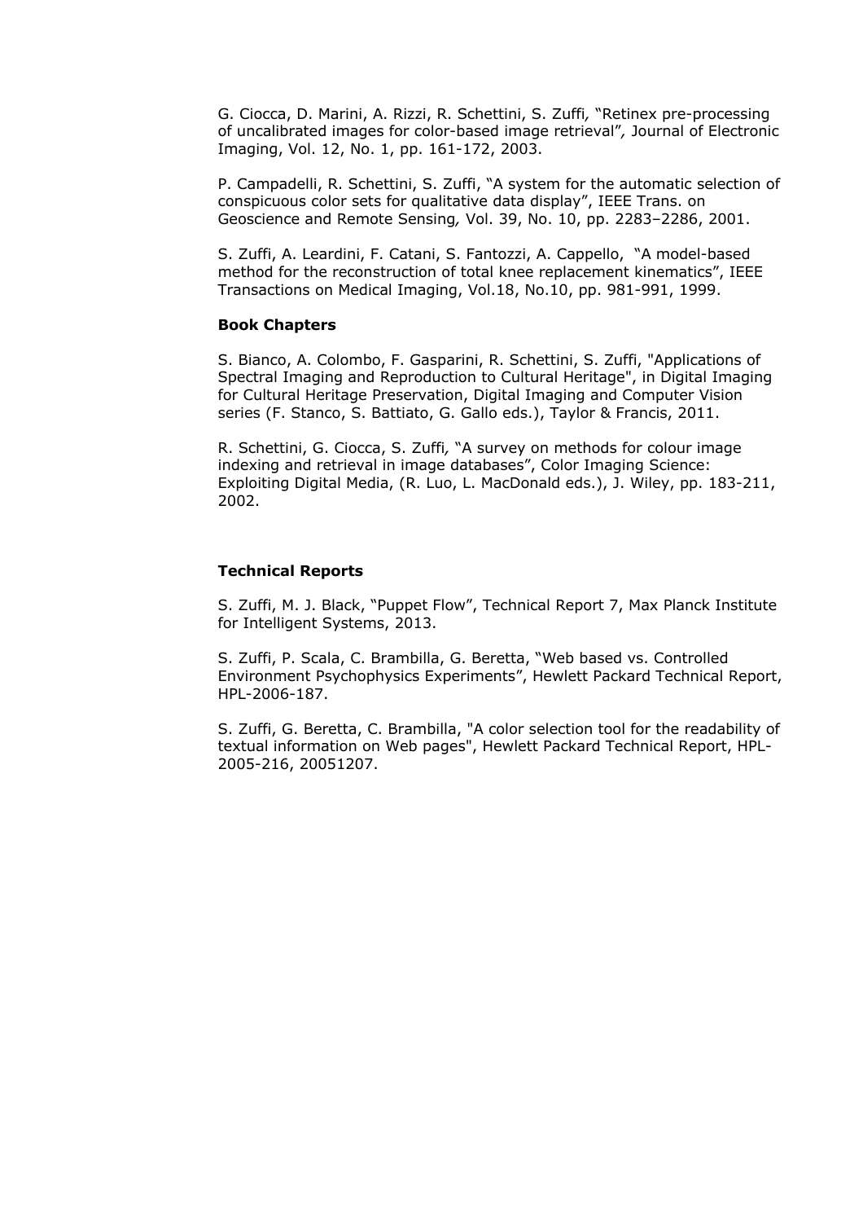G. Ciocca, D. Marini, A. Rizzi, R. Schettini, S. Zuffi, "Retinex pre-processing of uncalibrated images for color-based image retrieval", Journal of Electronic Imaging, Vol. 12, No. 1, pp. 161-172, 2003.

P. Campadelli, R. Schettini, S. Zuffi, "A system for the automatic selection of conspicuous color sets for qualitative data display", IEEE Trans. on Geoscience and Remote Sensing, Vol. 39, No. 10, pp. 2283–2286, 2001.

S. Zuffi, A. Leardini, F. Catani, S. Fantozzi, A. Cappello, "A model-based method for the reconstruction of total knee replacement kinematics", IEEE Transactions on Medical Imaging, Vol.18, No.10, pp. 981-991, 1999.

**Book Chapters**

S. Bianco, A. Colombo, F. Gasparini, R. Schettini, S. Zuffi, "Applications of Spectral Imaging and Reproduction to Cultural Heritage", in Digital Imaging for Cultural Heritage Preservation, Digital Imaging and Computer Vision series (F. Stanco, S. Battiato, G. Gallo eds.), Taylor & Francis, 2011.

R. Schettini, G. Ciocca, S. Zuffi, "A survey on methods for colour image indexing and retrieval in image databases", Color Imaging Science: Exploiting Digital Media, (R. Luo, L. MacDonald eds.), J. Wiley, pp. 183-211, 2002.

**Technical Reports**

S. Zuffi, M. J. Black, "Puppet Flow", Technical Report 7, Max Planck Institute for Intelligent Systems, 2013.

S. Zuffi, P. Scala, C. Brambilla, G. Beretta, "Web based vs. Controlled Environment Psychophysics Experiments", Hewlett Packard Technical Report, HPL-2006-187.

S. Zuffi, G. Beretta, C. Brambilla, "A color selection tool for the readability of textual information on Web pages", Hewlett Packard Technical Report, HPL-2005-216, 20051207.